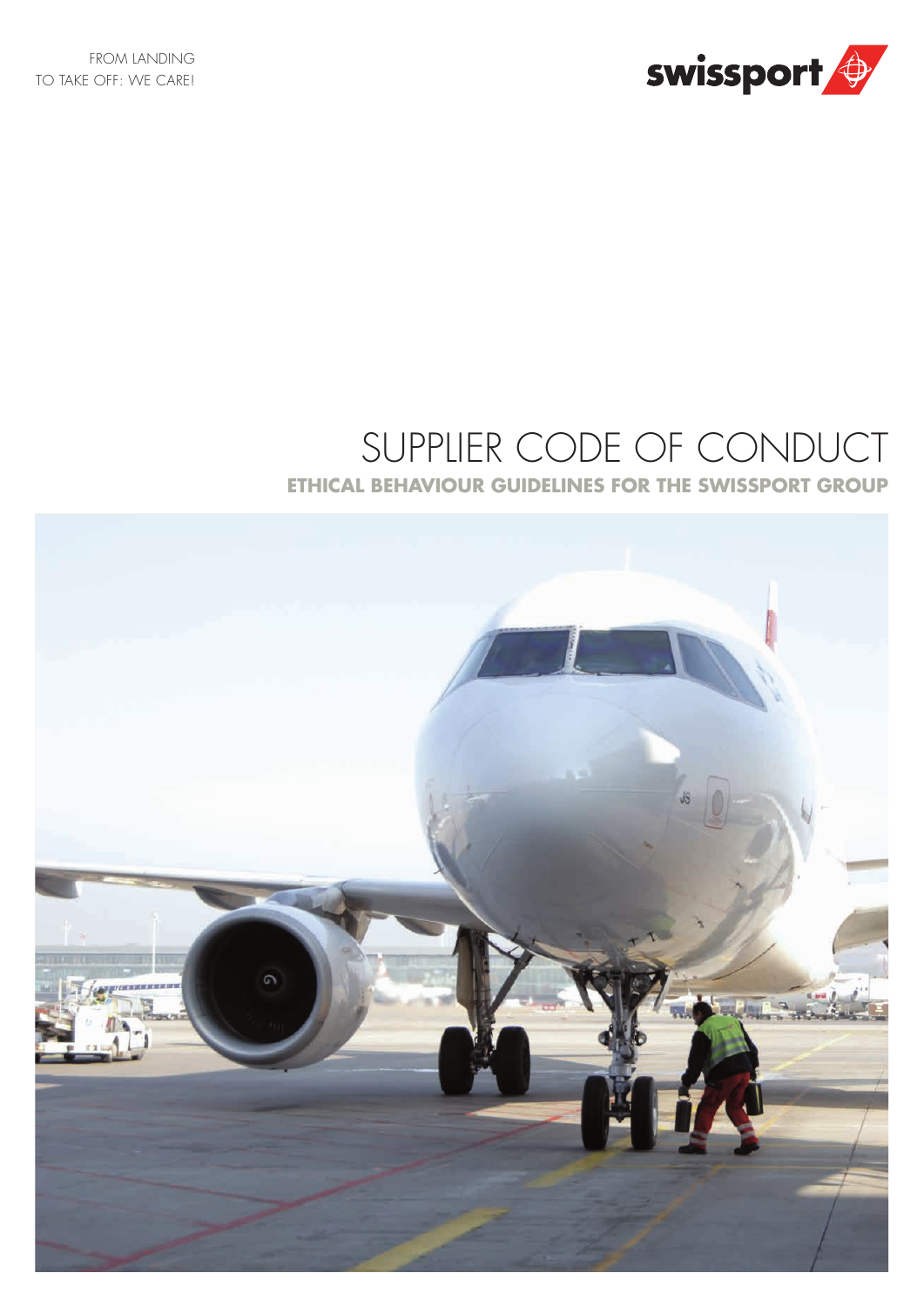FROM LANDING
TO TAKE OFF: WE CARE!

swissport

# SUPPLIER CODE OF CONDUCT

## ETHICAL BEHAVIOUR GUIDELINES FOR THE SWISSPORT GROUP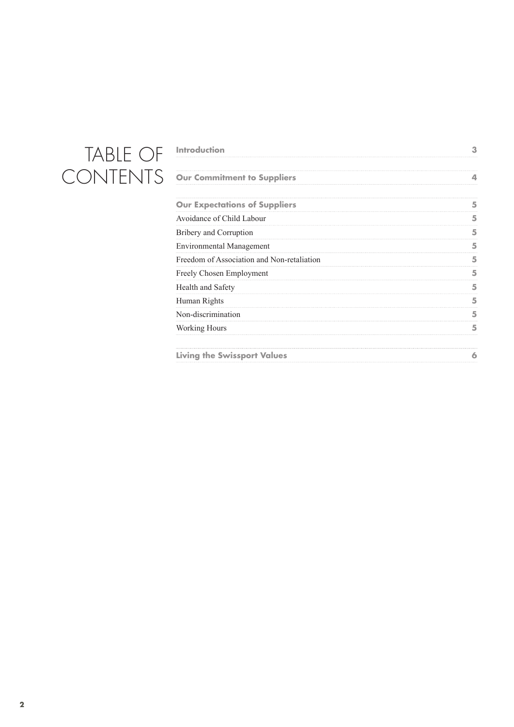# TABLE OF CONTENTS

| | |
|---|---|
| **Introduction** | 3 |
| **Our Commitment to Suppliers** | 4 |
| **Our Expectations of Suppliers** | 5 |
| Avoidance of Child Labour | 5 |
| Bribery and Corruption | 5 |
| Environmental Management | 5 |
| Freedom of Association and Non-retaliation | 5 |
| Freely Chosen Employment | 5 |
| Health and Safety | 5 |
| Human Rights | 5 |
| Non-discrimination | 5 |
| Working Hours | 5 |
| **Living the Swissport Values** | 6 |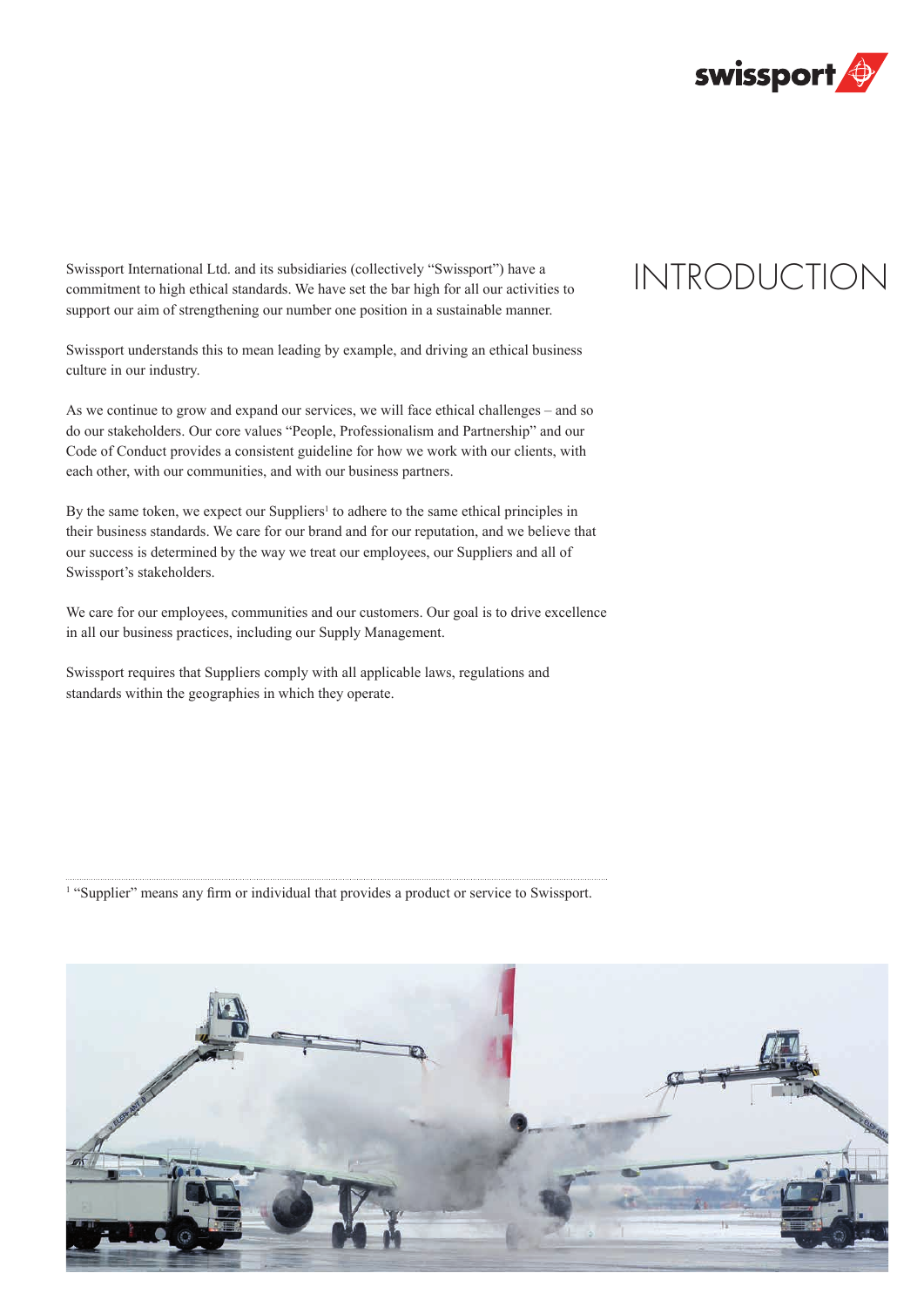# INTRODUCTION

Swissport International Ltd. and its subsidiaries (collectively "Swissport") have a commitment to high ethical standards. We have set the bar high for all our activities to support our aim of strengthening our number one position in a sustainable manner.

Swissport understands this to mean leading by example, and driving an ethical business culture in our industry.

As we continue to grow and expand our services, we will face ethical challenges – and so do our stakeholders. Our core values "People, Professionalism and Partnership" and our Code of Conduct provides a consistent guideline for how we work with our clients, with each other, with our communities, and with our business partners.

By the same token, we expect our Suppliers[1] to adhere to the same ethical principles in their business standards. We care for our brand and for our reputation, and we believe that our success is determined by the way we treat our employees, our Suppliers and all of Swissport's stakeholders.

We care for our employees, communities and our customers. Our goal is to drive excellence in all our business practices, including our Supply Management.

Swissport requires that Suppliers comply with all applicable laws, regulations and standards within the geographies in which they operate.

---

[1] "Supplier" means any firm or individual that provides a product or service to Swissport.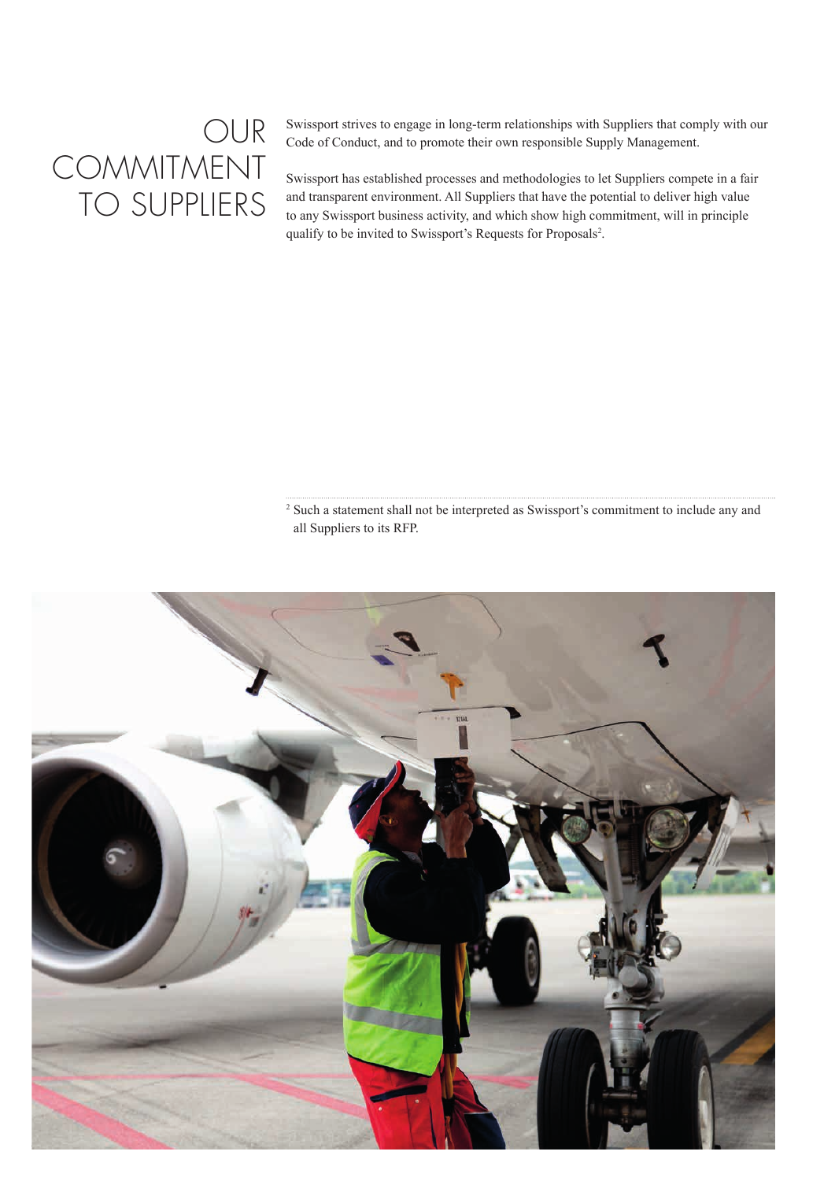# OUR COMMITMENT TO SUPPLIERS

Swissport strives to engage in long-term relationships with Suppliers that comply with our Code of Conduct, and to promote their own responsible Supply Management.

Swissport has established processes and methodologies to let Suppliers compete in a fair and transparent environment. All Suppliers that have the potential to deliver high value to any Swissport business activity, and which show high commitment, will in principle qualify to be invited to Swissport's Requests for Proposals[2].

[2] Such a statement shall not be interpreted as Swissport's commitment to include any and all Suppliers to its RFP.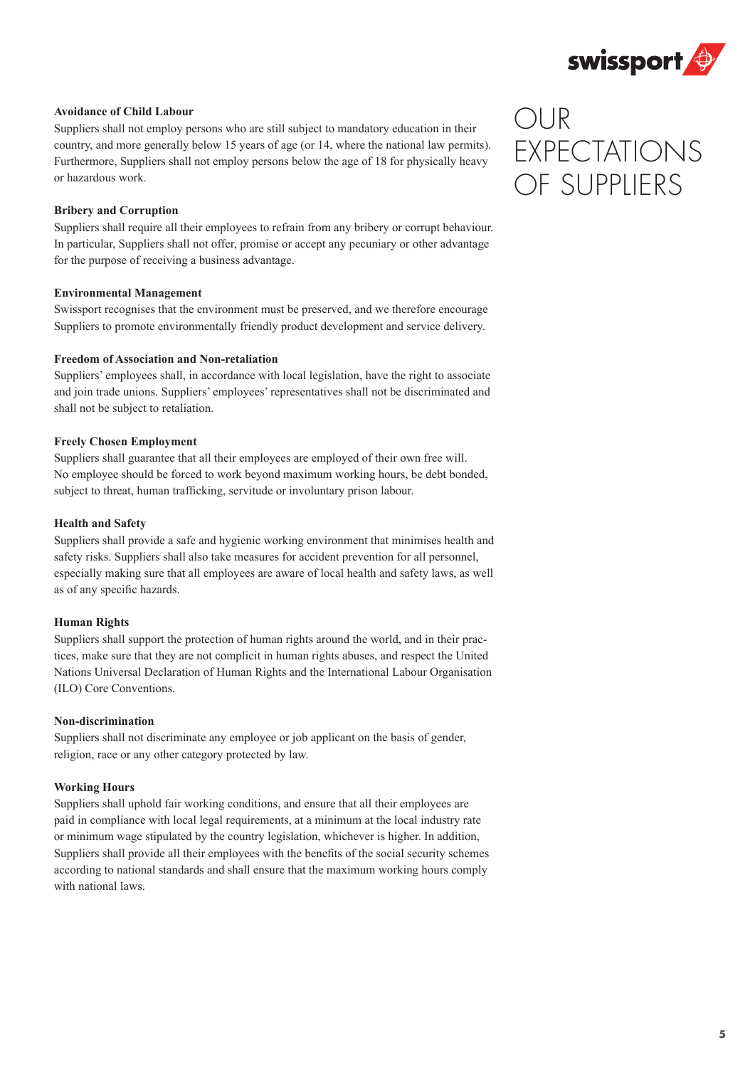# OUR EXPECTATIONS OF SUPPLIERS

**Avoidance of Child Labour**

Suppliers shall not employ persons who are still subject to mandatory education in their country, and more generally below 15 years of age (or 14, where the national law permits). Furthermore, Suppliers shall not employ persons below the age of 18 for physically heavy or hazardous work.

**Bribery and Corruption**

Suppliers shall require all their employees to refrain from any bribery or corrupt behaviour. In particular, Suppliers shall not offer, promise or accept any pecuniary or other advantage for the purpose of receiving a business advantage.

**Environmental Management**

Swissport recognises that the environment must be preserved, and we therefore encourage Suppliers to promote environmentally friendly product development and service delivery.

**Freedom of Association and Non-retaliation**

Suppliers' employees shall, in accordance with local legislation, have the right to associate and join trade unions. Suppliers' employees' representatives shall not be discriminated and shall not be subject to retaliation.

**Freely Chosen Employment**

Suppliers shall guarantee that all their employees are employed of their own free will. No employee should be forced to work beyond maximum working hours, be debt bonded, subject to threat, human trafficking, servitude or involuntary prison labour.

**Health and Safety**

Suppliers shall provide a safe and hygienic working environment that minimises health and safety risks. Suppliers shall also take measures for accident prevention for all personnel, especially making sure that all employees are aware of local health and safety laws, as well as of any specific hazards.

**Human Rights**

Suppliers shall support the protection of human rights around the world, and in their practices, make sure that they are not complicit in human rights abuses, and respect the United Nations Universal Declaration of Human Rights and the International Labour Organisation (ILO) Core Conventions.

**Non-discrimination**

Suppliers shall not discriminate any employee or job applicant on the basis of gender, religion, race or any other category protected by law.

**Working Hours**

Suppliers shall uphold fair working conditions, and ensure that all their employees are paid in compliance with local legal requirements, at a minimum at the local industry rate or minimum wage stipulated by the country legislation, whichever is higher. In addition, Suppliers shall provide all their employees with the benefits of the social security schemes according to national standards and shall ensure that the maximum working hours comply with national laws.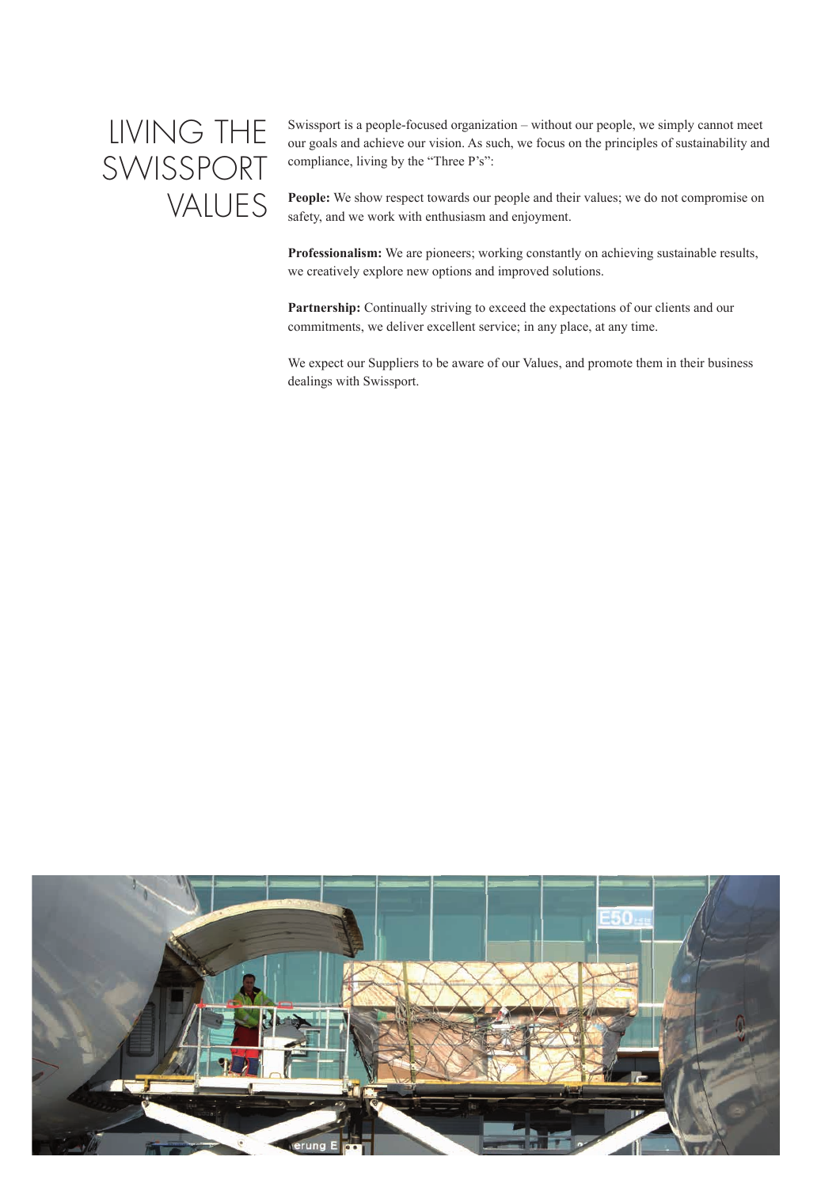# LIVING THE SWISSPORT VALUES

Swissport is a people-focused organization – without our people, we simply cannot meet our goals and achieve our vision. As such, we focus on the principles of sustainability and compliance, living by the "Three P's":

**People:** We show respect towards our people and their values; we do not compromise on safety, and we work with enthusiasm and enjoyment.

**Professionalism:** We are pioneers; working constantly on achieving sustainable results, we creatively explore new options and improved solutions.

**Partnership:** Continually striving to exceed the expectations of our clients and our commitments, we deliver excellent service; in any place, at any time.

We expect our Suppliers to be aware of our Values, and promote them in their business dealings with Swissport.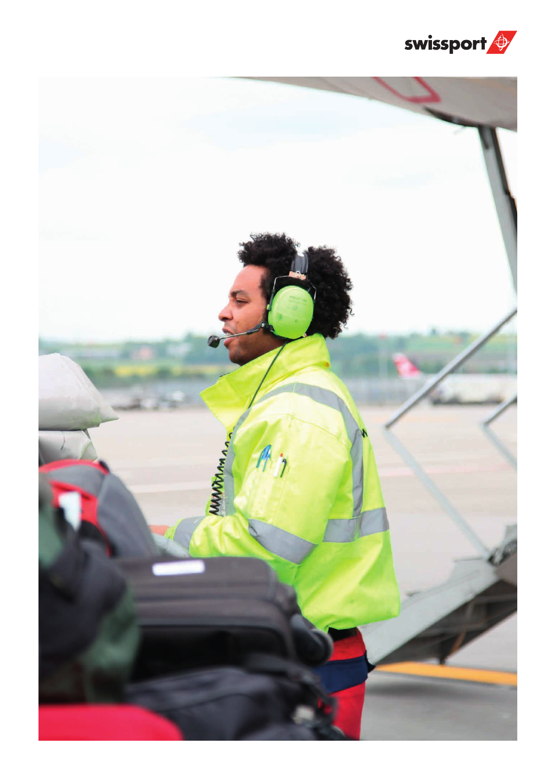swissport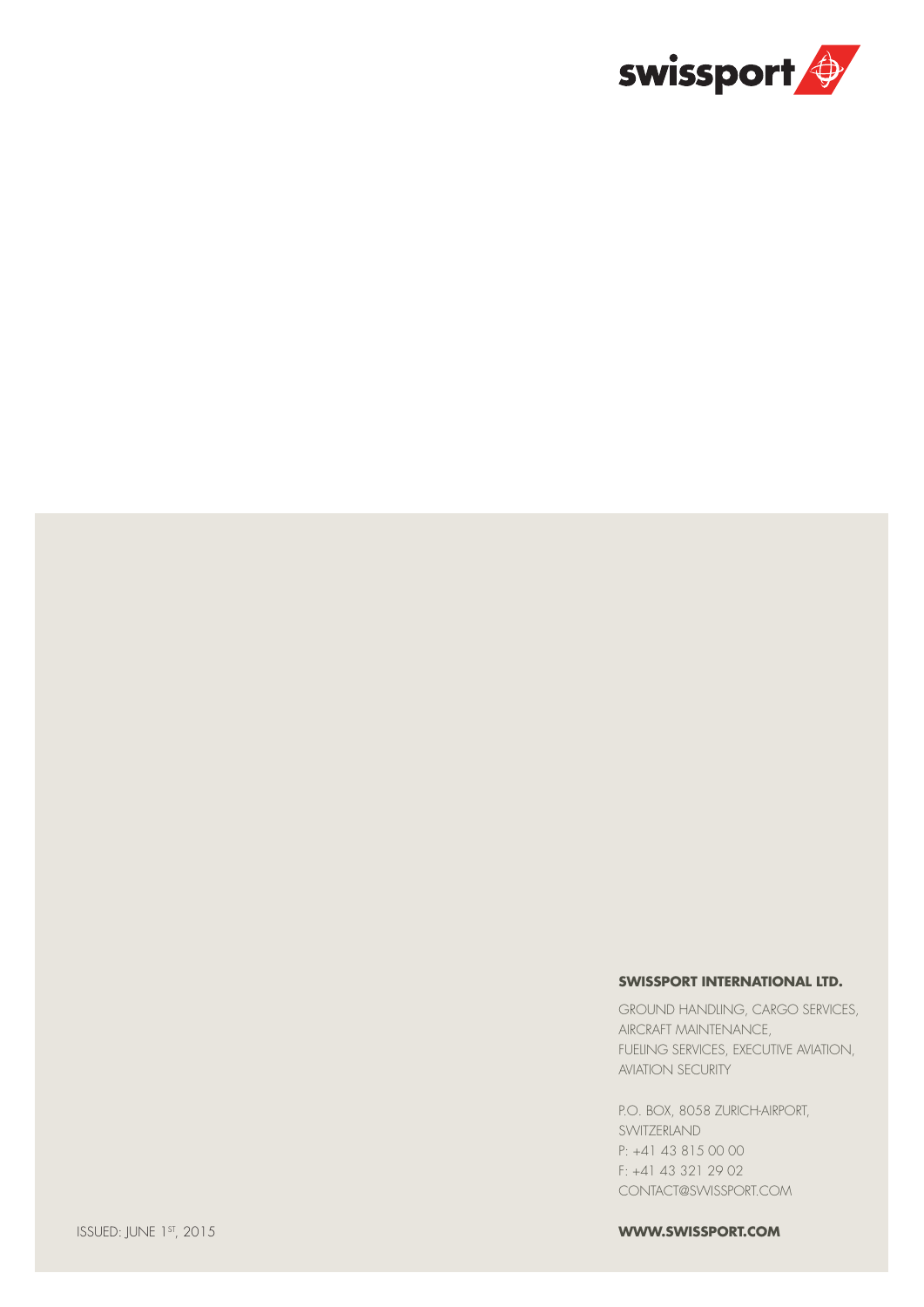swissport

**SWISSPORT INTERNATIONAL LTD.**

GROUND HANDLING, CARGO SERVICES, AIRCRAFT MAINTENANCE, FUELING SERVICES, EXECUTIVE AVIATION, AVIATION SECURITY

P.O. BOX, 8058 ZURICH-AIRPORT, SWITZERLAND
P: +41 43 815 00 00
F: +41 43 321 29 02
CONTACT@SWISSPORT.COM

ISSUED: JUNE 1ST, 2015

**WWW.SWISSPORT.COM**